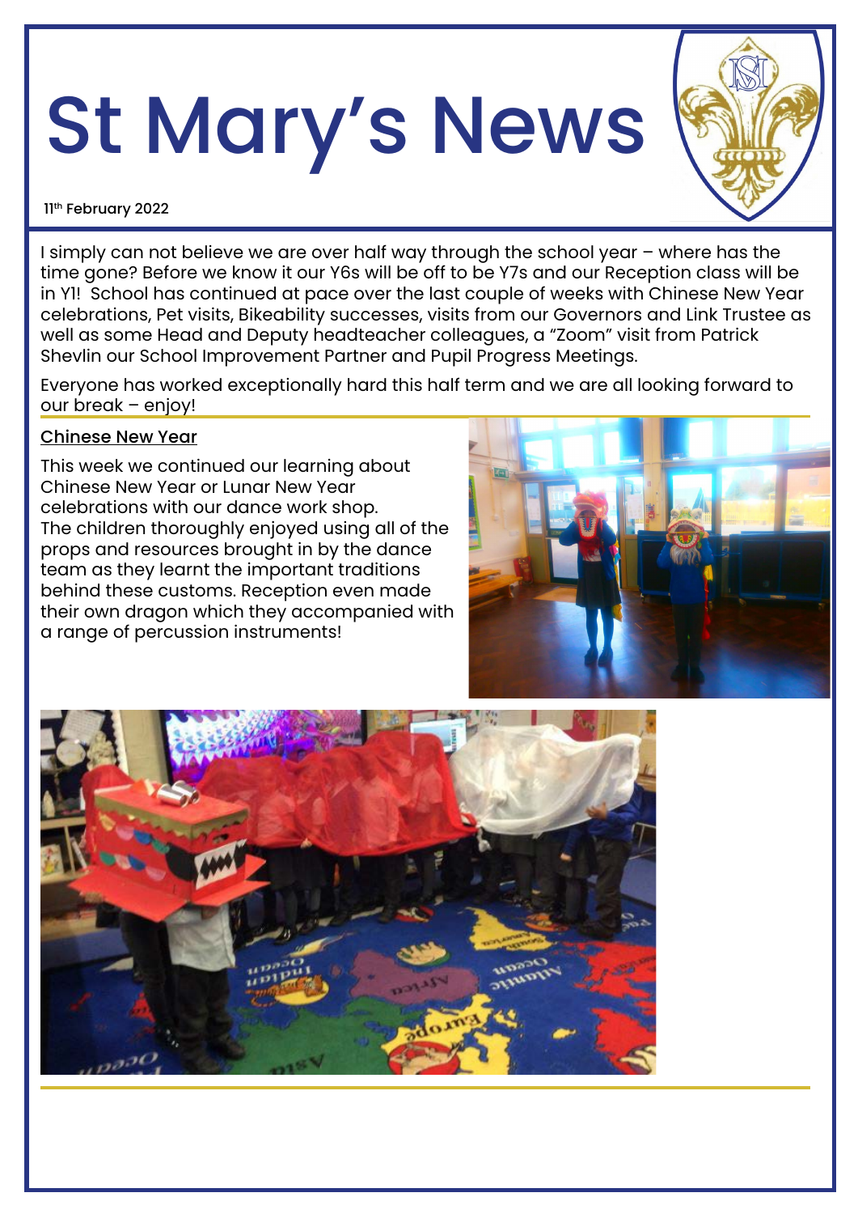# St Mary's News

11th February 2022

I simply can not believe we are over half way through the school year – where has the time gone? Before we know it our Y6s will be off to be Y7s and our Reception class will be in Y1! School has continued at pace over the last couple of weeks with Chinese New Year celebrations, Pet visits, Bikeability successes, visits from our Governors and Link Trustee as well as some Head and Deputy headteacher colleagues, a "Zoom" visit from Patrick Shevlin our School Improvement Partner and Pupil Progress Meetings.

Everyone has worked exceptionally hard this half term and we are all looking forward to our break – enjoy!

## Chinese New Year

This week we continued our learning about Chinese New Year or Lunar New Year celebrations with our dance work shop. The children thoroughly enjoyed using all of the props and resources brought in by the dance team as they learnt the important traditions behind these customs. Reception even made their own dragon which they accompanied with a range of percussion instruments!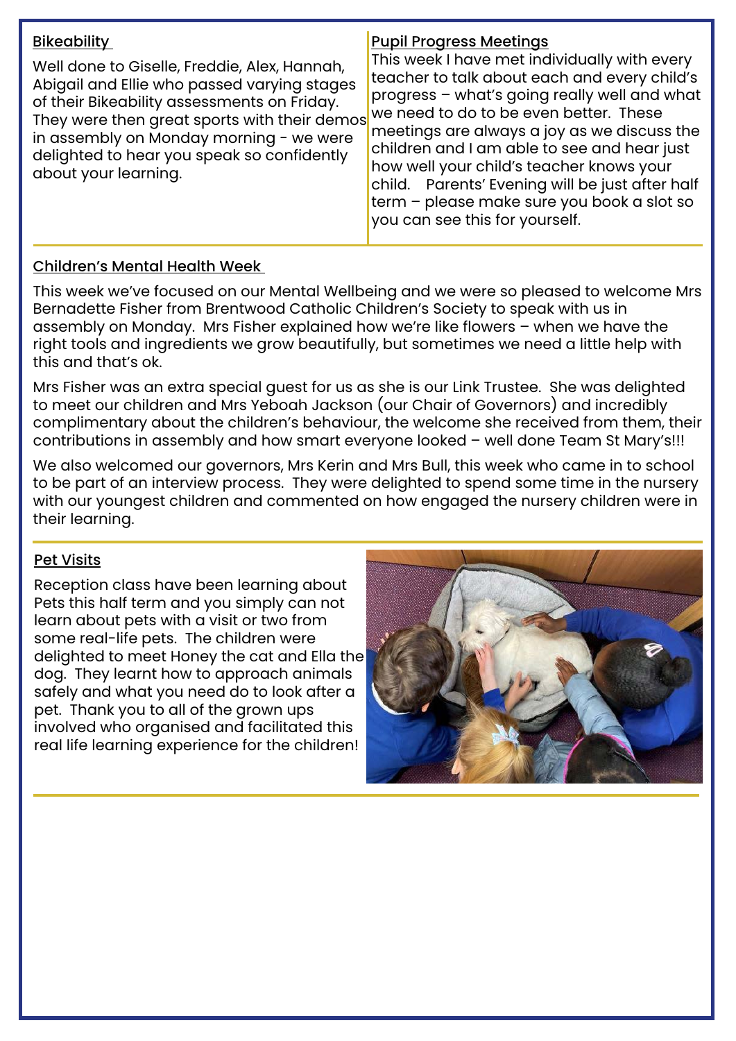## Bikeability

Well done to Giselle, Freddie, Alex, Hannah, Abigail and Ellie who passed varying stages of their Bikeability assessments on Friday. They were then great sports with their demos in assembly on Monday morning - we were delighted to hear you speak so confidently about your learning.

## Pupil Progress Meetings

This week I have met individually with every teacher to talk about each and every child's progress – what's going really well and what we need to do to be even better. These meetings are always a joy as we discuss the children and I am able to see and hear just how well your child's teacher knows your child. Parents' Evening will be just after half term – please make sure you book a slot so you can see this for yourself.

## Children's Mental Health Week

This week we've focused on our Mental Wellbeing and we were so pleased to welcome Mrs Bernadette Fisher from Brentwood Catholic Children's Society to speak with us in assembly on Monday. Mrs Fisher explained how we're like flowers – when we have the right tools and ingredients we grow beautifully, but sometimes we need a little help with this and that's ok.

Mrs Fisher was an extra special guest for us as she is our Link Trustee. She was delighted to meet our children and Mrs Yeboah Jackson (our Chair of Governors) and incredibly complimentary about the children's behaviour, the welcome she received from them, their contributions in assembly and how smart everyone looked – well done Team St Mary's!!!

We also welcomed our governors, Mrs Kerin and Mrs Bull, this week who came in to school to be part of an interview process. They were delighted to spend some time in the nursery with our youngest children and commented on how engaged the nursery children were in their learning.

## Pet Visits

Reception class have been learning about Pets this half term and you simply can not learn about pets with a visit or two from some real-life pets. The children were delighted to meet Honey the cat and Ella the dog. They learnt how to approach animals safely and what you need do to look after a pet. Thank you to all of the grown ups involved who organised and facilitated this real life learning experience for the children!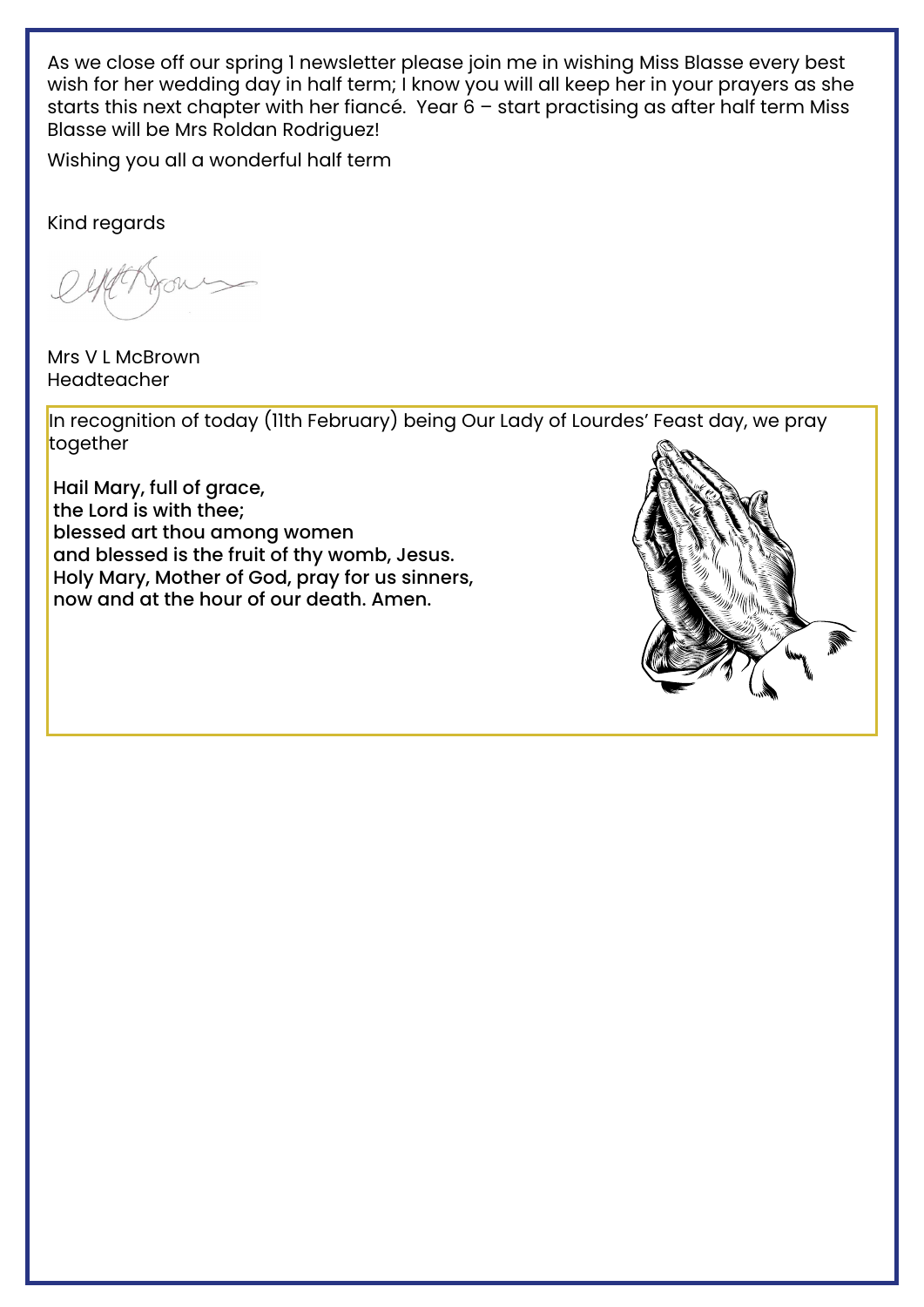As we close off our spring 1 newsletter please join me in wishing Miss Blasse every best wish for her wedding day in half term; I know you will all keep her in your prayers as she starts this next chapter with her fiancé. Year 6 – start practising as after half term Miss Blasse will be Mrs Roldan Rodriguez!

Wishing you all a wonderful half term

Kind regards

Mrs V L McBrown
Headteacher

In recognition of today (11th February) being Our Lady of Lourdes' Feast day, we pray together

Hail Mary, full of grace,
the Lord is with thee;
blessed art thou among women
and blessed is the fruit of thy womb, Jesus.
Holy Mary, Mother of God, pray for us sinners,
now and at the hour of our death. Amen.